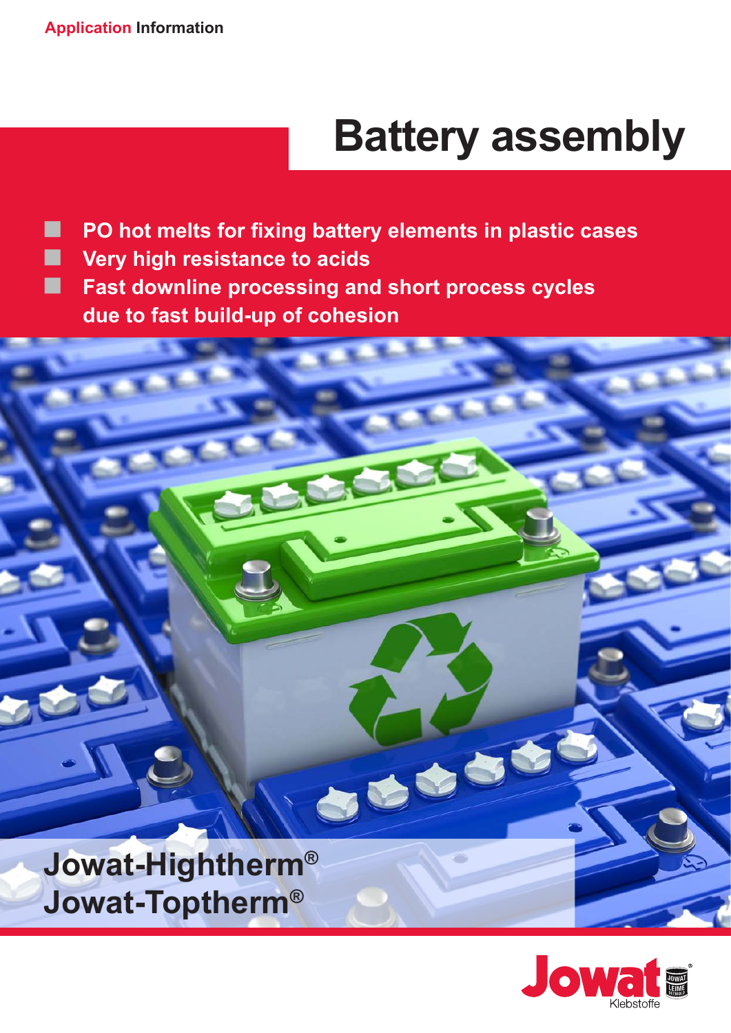Application Information

# Battery assembly

- **PO hot melts for fixing battery elements in plastic cases**
- **Very high resistance to acids**
- **Fast downline processing and short process cycles due to fast build-up of cohesion**

## Jowat-Hightherm®
## Jowat-Toptherm®

Jowat Klebstoffe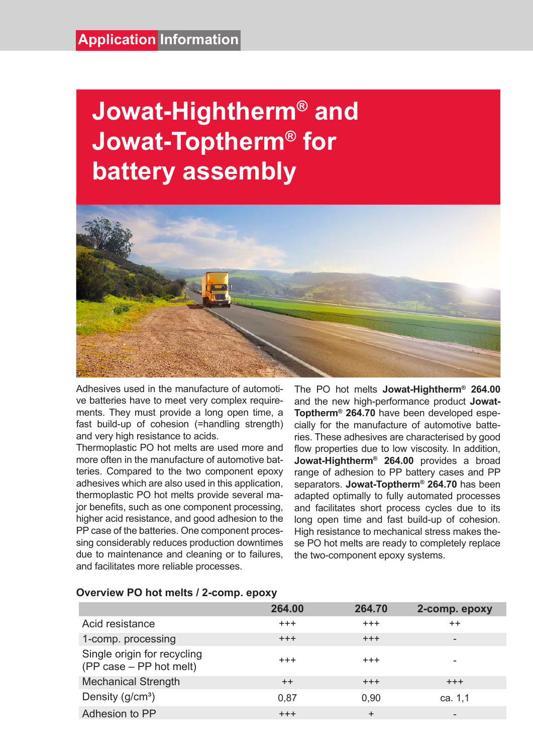Application Information

# Jowat-Hightherm® and Jowat-Toptherm® for battery assembly

Adhesives used in the manufacture of automotive batteries have to meet very complex requirements. They must provide a long open time, a fast build-up of cohesion (=handling strength) and very high resistance to acids.
Thermoplastic PO hot melts are used more and more often in the manufacture of automotive batteries. Compared to the two component epoxy adhesives which are also used in this application, thermoplastic PO hot melts provide several major benefits, such as one component processing, higher acid resistance, and good adhesion to the PP case of the batteries. One component processing considerably reduces production downtimes due to maintenance and cleaning or to failures, and facilitates more reliable processes.

The PO hot melts **Jowat-Hightherm® 264.00** and the new high-performance product **Jowat-Toptherm® 264.70** have been developed especially for the manufacture of automotive batteries. These adhesives are characterised by good flow properties due to low viscosity. In addition, **Jowat-Hightherm® 264.00** provides a broad range of adhesion to PP battery cases and PP separators. **Jowat-Toptherm® 264.70** has been adapted optimally to fully automated processes and facilitates short process cycles due to its long open time and fast build-up of cohesion. High resistance to mechanical stress makes these PO hot melts are ready to completely replace the two-component epoxy systems.

**Overview PO hot melts / 2-comp. epoxy**

| | 264.00 | 264.70 | 2-comp. epoxy |
|---|---|---|---|
| Acid resistance | +++ | +++ | ++ |
| 1-comp. processing | +++ | +++ | - |
| Single origin for recycling (PP case – PP hot melt) | +++ | +++ | - |
| Mechanical Strength | ++ | +++ | +++ |
| Density ($g/cm^3$) | 0,87 | 0,90 | ca. 1,1 |
| Adhesion to PP | +++ | + | - |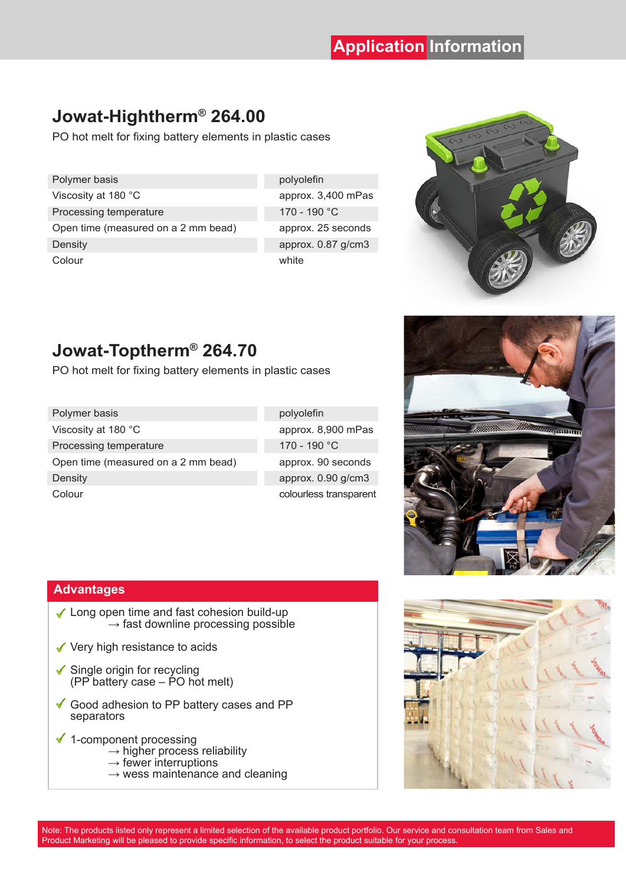# Jowat-Hightherm® 264.00

PO hot melt for fixing battery elements in plastic cases

| | |
|---|---|
| Polymer basis | polyolefin |
| Viscosity at 180 °C | approx. 3,400 mPas |
| Processing temperature | 170 - 190 °C |
| Open time (measured on a 2 mm bead) | approx. 25 seconds |
| Density | approx. 0.87 g/cm3 |
| Colour | white |

# Jowat-Toptherm® 264.70

PO hot melt for fixing battery elements in plastic cases

| | |
|---|---|
| Polymer basis | polyolefin |
| Viscosity at 180 °C | approx. 8,900 mPas |
| Processing temperature | 170 - 190 °C |
| Open time (measured on a 2 mm bead) | approx. 90 seconds |
| Density | approx. 0.90 g/cm3 |
| Colour | colourless transparent |

## Advantages

- ✓ Long open time and fast cohesion build-up
  → fast downline processing possible
- ✓ Very high resistance to acids
- ✓ Single origin for recycling
  (PP battery case – PO hot melt)
- ✓ Good adhesion to PP battery cases and PP separators
- ✓ 1-component processing
  → higher process reliability
  → fewer interruptions
  → wess maintenance and cleaning

Note: The products listed only represent a limited selection of the available product portfolio. Our service and consultation team from Sales and Product Marketing will be pleased to provide specific information, to select the product suitable for your process.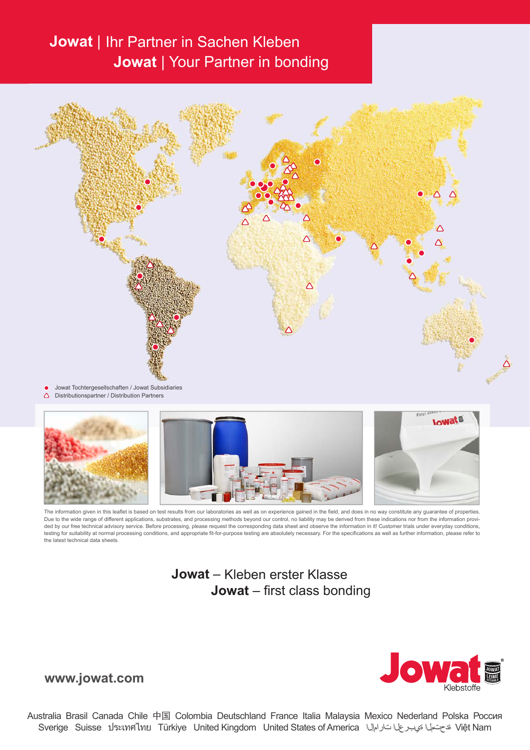# **Jowat** | Ihr Partner in Sachen Kleben

# **Jowat** | Your Partner in bonding

● Jowat Tochtergesellschaften / Jowat Subsidiaries

△ Distributionspartner / Distribution Partners

The information given in this leaflet is based on test results from our laboratories as well as on experience gained in the field, and does in no way constitute any guarantee of properties. Due to the wide range of different applications, substrates, and processing methods beyond our control, no liability may be derived from these indications nor from the information provided by our free technical advisory service. Before processing, please request the corresponding data sheet and observe the information in it! Customer trials under everyday conditions, testing for suitability at normal processing conditions, and appropriate fit-for-purpose testing are absolutely necessary. For the specifications as well as further information, please refer to the latest technical data sheets.

**Jowat** – Kleben erster Klasse

**Jowat** – first class bonding

**www.jowat.com**

Jowat Klebstoffe

Australia Brasil Canada Chile 中国 Colombia Deutschland France Italia Malaysia Mexico Nederland Polska Россия Sverige Suisse ประเทศไทย Türkiye United Kingdom United States of America الإمارات العربية المتحدة Việt Nam